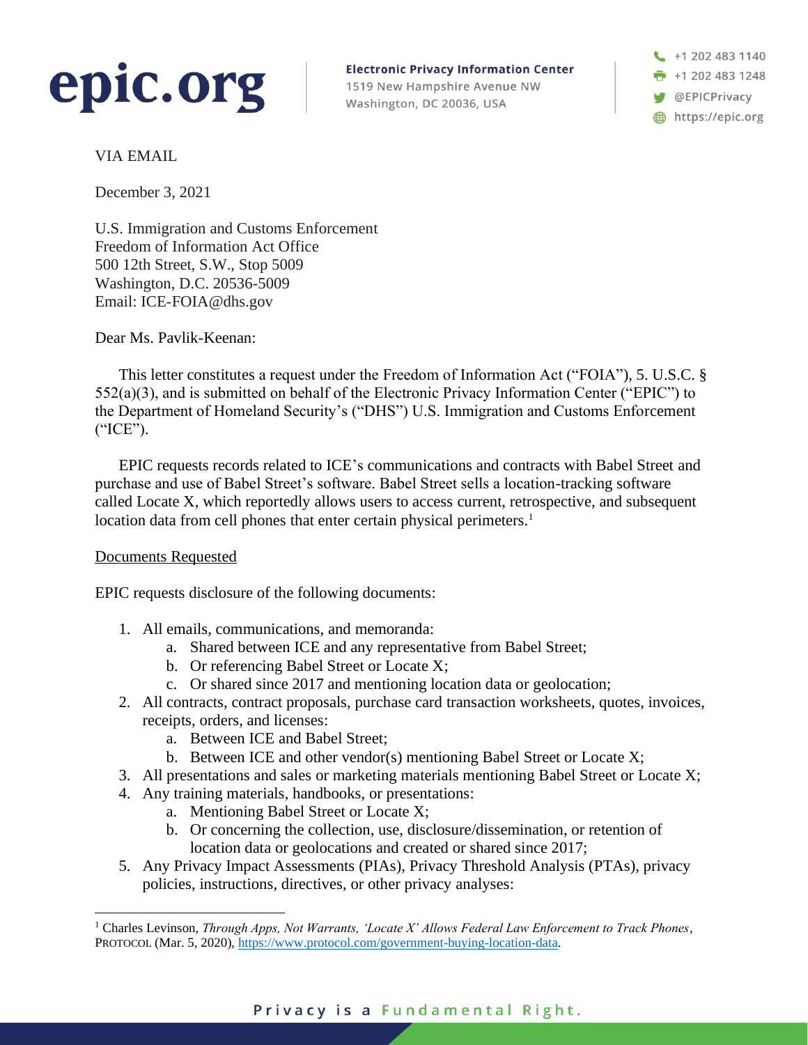**epic.org**

**Electronic Privacy Information Center**
1519 New Hampshire Avenue NW
Washington, DC 20036, USA

+1 202 483 1140
+1 202 483 1248
@EPICPrivacy
https://epic.org

VIA EMAIL

December 3, 2021

U.S. Immigration and Customs Enforcement
Freedom of Information Act Office
500 12th Street, S.W., Stop 5009
Washington, D.C. 20536-5009
Email: ICE-FOIA@dhs.gov

Dear Ms. Pavlik-Keenan:

This letter constitutes a request under the Freedom of Information Act ("FOIA"), 5. U.S.C. § 552(a)(3), and is submitted on behalf of the Electronic Privacy Information Center ("EPIC") to the Department of Homeland Security's ("DHS") U.S. Immigration and Customs Enforcement ("ICE").

EPIC requests records related to ICE's communications and contracts with Babel Street and purchase and use of Babel Street's software. Babel Street sells a location-tracking software called Locate X, which reportedly allows users to access current, retrospective, and subsequent location data from cell phones that enter certain physical perimeters.[1]

<u>Documents Requested</u>

EPIC requests disclosure of the following documents:

1. All emails, communications, and memoranda:
   a. Shared between ICE and any representative from Babel Street;
   b. Or referencing Babel Street or Locate X;
   c. Or shared since 2017 and mentioning location data or geolocation;
2. All contracts, contract proposals, purchase card transaction worksheets, quotes, invoices, receipts, orders, and licenses:
   a. Between ICE and Babel Street;
   b. Between ICE and other vendor(s) mentioning Babel Street or Locate X;
3. All presentations and sales or marketing materials mentioning Babel Street or Locate X;
4. Any training materials, handbooks, or presentations:
   a. Mentioning Babel Street or Locate X;
   b. Or concerning the collection, use, disclosure/dissemination, or retention of location data or geolocations and created or shared since 2017;
5. Any Privacy Impact Assessments (PIAs), Privacy Threshold Analysis (PTAs), privacy policies, instructions, directives, or other privacy analyses:

---

[1] Charles Levinson, *Through Apps, Not Warrants, 'Locate X' Allows Federal Law Enforcement to Track Phones*, PROTOCOL (Mar. 5, 2020), https://www.protocol.com/government-buying-location-data.

**Privacy is a Fundamental Right.**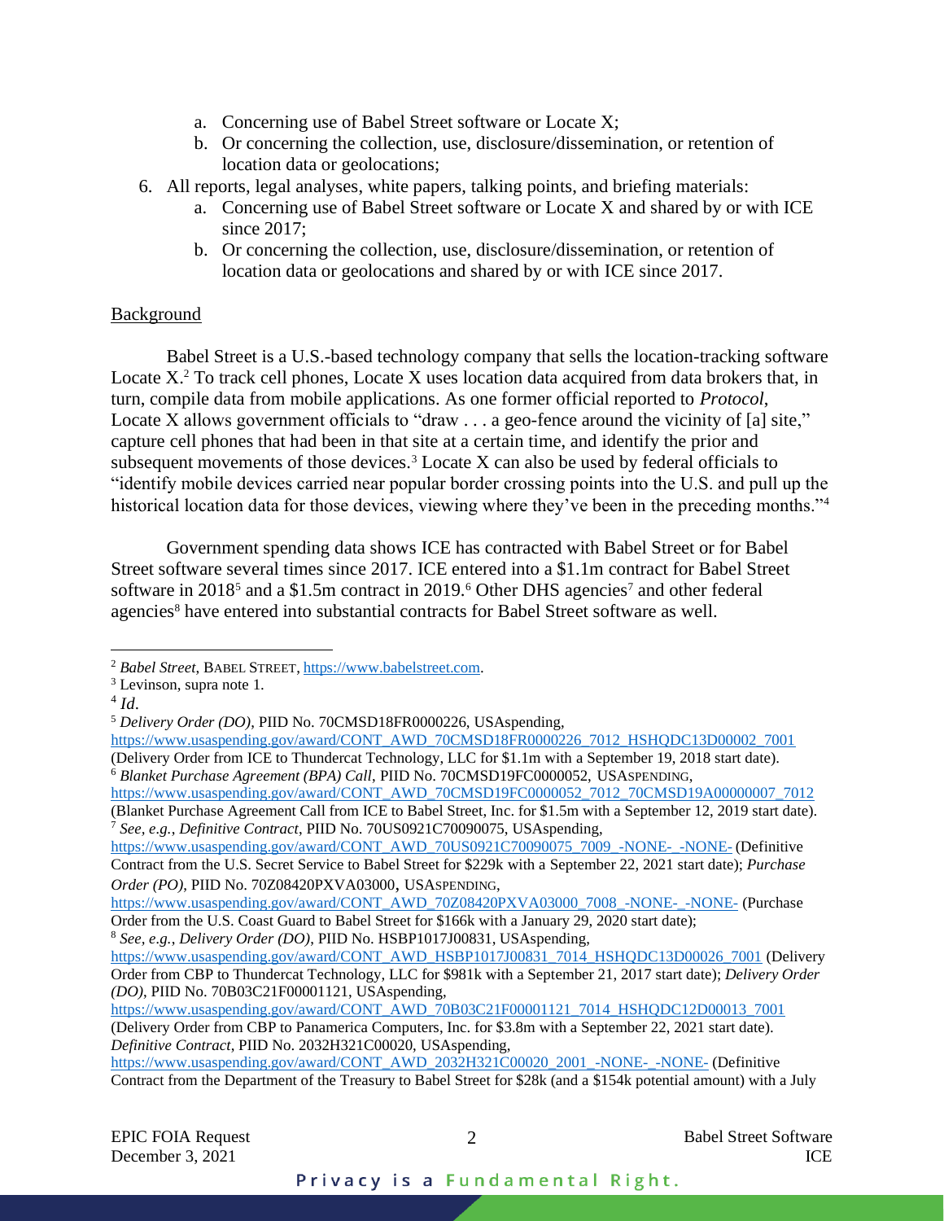a. Concerning use of Babel Street software or Locate X;
   b. Or concerning the collection, use, disclosure/dissemination, or retention of location data or geolocations;

6. All reports, legal analyses, white papers, talking points, and briefing materials:
   a. Concerning use of Babel Street software or Locate X and shared by or with ICE since 2017;
   b. Or concerning the collection, use, disclosure/dissemination, or retention of location data or geolocations and shared by or with ICE since 2017.

## Background

Babel Street is a U.S.-based technology company that sells the location-tracking software Locate X.[2] To track cell phones, Locate X uses location data acquired from data brokers that, in turn, compile data from mobile applications. As one former official reported to *Protocol*, Locate X allows government officials to "draw . . . a geo-fence around the vicinity of [a] site," capture cell phones that had been in that site at a certain time, and identify the prior and subsequent movements of those devices.[3] Locate X can also be used by federal officials to "identify mobile devices carried near popular border crossing points into the U.S. and pull up the historical location data for those devices, viewing where they've been in the preceding months."[4]

Government spending data shows ICE has contracted with Babel Street or for Babel Street software several times since 2017. ICE entered into a $1.1m contract for Babel Street software in 2018[5] and a $1.5m contract in 2019.[6] Other DHS agencies[7] and other federal agencies[8] have entered into substantial contracts for Babel Street software as well.

---

[2] *Babel Street*, BABEL STREET, https://www.babelstreet.com.

[3] Levinson, supra note 1.

[4] *Id*.

[5] *Delivery Order (DO)*, PIID No. 70CMSD18FR0000226, USAspending, https://www.usaspending.gov/award/CONT_AWD_70CMSD18FR0000226_7012_HSHQDC13D00002_7001 (Delivery Order from ICE to Thundercat Technology, LLC for $1.1m with a September 19, 2018 start date).

[6] *Blanket Purchase Agreement (BPA) Call*, PIID No. 70CMSD19FC0000052, USASPENDING, https://www.usaspending.gov/award/CONT_AWD_70CMSD19FC0000052_7012_70CMSD19A00000007_7012 (Blanket Purchase Agreement Call from ICE to Babel Street, Inc. for $1.5m with a September 12, 2019 start date).

[7] *See, e.g.*, *Definitive Contract*, PIID No. 70US0921C70090075, USAspending, https://www.usaspending.gov/award/CONT_AWD_70US0921C70090075_7009_-NONE-_-NONE- (Definitive Contract from the U.S. Secret Service to Babel Street for $229k with a September 22, 2021 start date); *Purchase Order (PO)*, PIID No. 70Z08420PXVA03000, USASPENDING, https://www.usaspending.gov/award/CONT_AWD_70Z08420PXVA03000_7008_-NONE-_-NONE- (Purchase Order from the U.S. Coast Guard to Babel Street for $166k with a January 29, 2020 start date);

[8] *See, e.g.*, *Delivery Order (DO)*, PIID No. HSBP1017J00831, USAspending, https://www.usaspending.gov/award/CONT_AWD_HSBP1017J00831_7014_HSHQDC13D00026_7001 (Delivery Order from CBP to Thundercat Technology, LLC for $981k with a September 21, 2017 start date); *Delivery Order (DO)*, PIID No. 70B03C21F00001121, USAspending, https://www.usaspending.gov/award/CONT_AWD_70B03C21F00001121_7014_HSHQDC12D00013_7001 (Delivery Order from CBP to Panamerica Computers, Inc. for $3.8m with a September 22, 2021 start date). *Definitive Contract*, PIID No. 2032H321C00020, USAspending, https://www.usaspending.gov/award/CONT_AWD_2032H321C00020_2001_-NONE-_-NONE- (Definitive Contract from the Department of the Treasury to Babel Street for $28k (and a $154k potential amount) with a July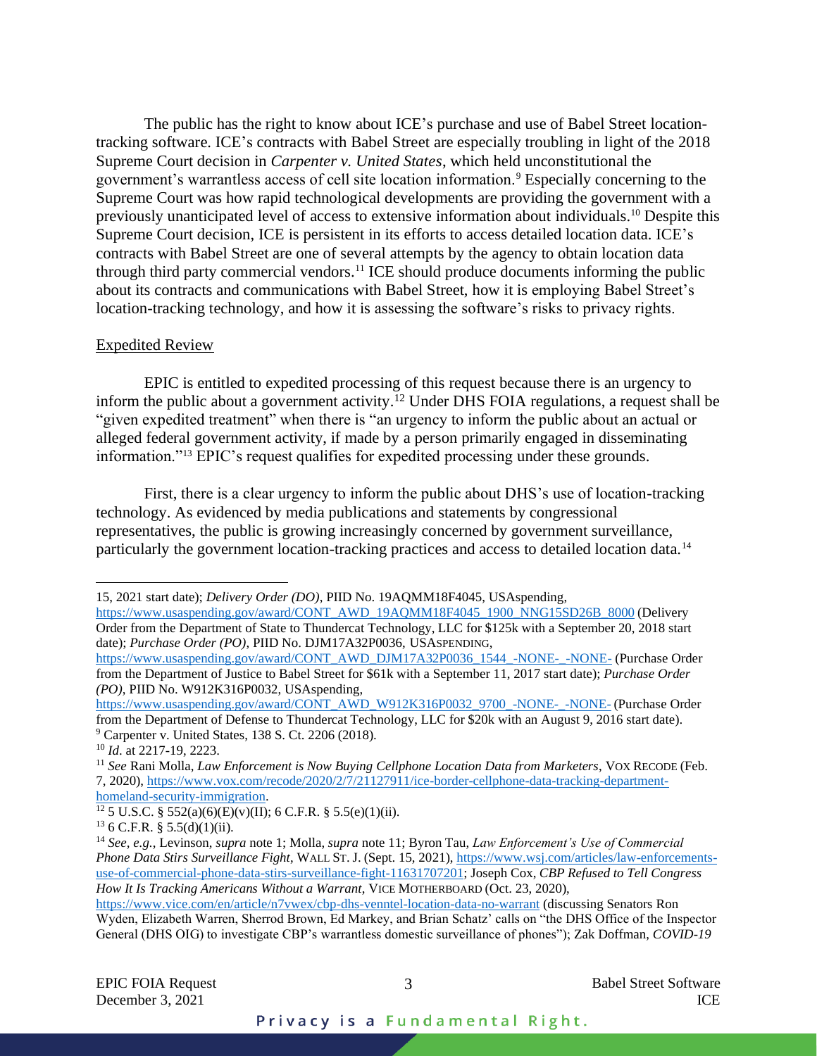The public has the right to know about ICE's purchase and use of Babel Street location-tracking software. ICE's contracts with Babel Street are especially troubling in light of the 2018 Supreme Court decision in *Carpenter v. United States*, which held unconstitutional the government's warrantless access of cell site location information.[9] Especially concerning to the Supreme Court was how rapid technological developments are providing the government with a previously unanticipated level of access to extensive information about individuals.[10] Despite this Supreme Court decision, ICE is persistent in its efforts to access detailed location data. ICE's contracts with Babel Street are one of several attempts by the agency to obtain location data through third party commercial vendors.[11] ICE should produce documents informing the public about its contracts and communications with Babel Street, how it is employing Babel Street's location-tracking technology, and how it is assessing the software's risks to privacy rights.

## Expedited Review

EPIC is entitled to expedited processing of this request because there is an urgency to inform the public about a government activity.[12] Under DHS FOIA regulations, a request shall be "given expedited treatment" when there is "an urgency to inform the public about an actual or alleged federal government activity, if made by a person primarily engaged in disseminating information."[13] EPIC's request qualifies for expedited processing under these grounds.

First, there is a clear urgency to inform the public about DHS's use of location-tracking technology. As evidenced by media publications and statements by congressional representatives, the public is growing increasingly concerned by government surveillance, particularly the government location-tracking practices and access to detailed location data.[14]

---

15, 2021 start date); *Delivery Order (DO)*, PIID No. 19AQMM18F4045, USAspending, https://www.usaspending.gov/award/CONT_AWD_19AQMM18F4045_1900_NNG15SD26B_8000 (Delivery Order from the Department of State to Thundercat Technology, LLC for $125k with a September 20, 2018 start date); *Purchase Order (PO)*, PIID No. DJM17A32P0036, USASPENDING, https://www.usaspending.gov/award/CONT_AWD_DJM17A32P0036_1544_-NONE-_-NONE- (Purchase Order from the Department of Justice to Babel Street for $61k with a September 11, 2017 start date); *Purchase Order (PO)*, PIID No. W912K316P0032, USAspending, https://www.usaspending.gov/award/CONT_AWD_W912K316P0032_9700_-NONE-_-NONE- (Purchase Order from the Department of Defense to Thundercat Technology, LLC for $20k with an August 9, 2016 start date).

[9] Carpenter v. United States, 138 S. Ct. 2206 (2018).

[10] *Id*. at 2217-19, 2223.

[11] *See* Rani Molla, *Law Enforcement is Now Buying Cellphone Location Data from Marketers*, VOX RECODE (Feb. 7, 2020), https://www.vox.com/recode/2020/2/7/21127911/ice-border-cellphone-data-tracking-department-homeland-security-immigration.

[12] 5 U.S.C. § 552(a)(6)(E)(v)(II); 6 C.F.R. § 5.5(e)(1)(ii).

[13] 6 C.F.R. § 5.5(d)(1)(ii).

[14] *See, e.g.*, Levinson, *supra* note 1; Molla, *supra* note 11; Byron Tau, *Law Enforcement's Use of Commercial Phone Data Stirs Surveillance Fight*, WALL ST. J. (Sept. 15, 2021), https://www.wsj.com/articles/law-enforcements-use-of-commercial-phone-data-stirs-surveillance-fight-11631707201; Joseph Cox, *CBP Refused to Tell Congress How It Is Tracking Americans Without a Warrant*, VICE MOTHERBOARD (Oct. 23, 2020), https://www.vice.com/en/article/n7vwex/cbp-dhs-venntel-location-data-no-warrant (discussing Senators Ron Wyden, Elizabeth Warren, Sherrod Brown, Ed Markey, and Brian Schatz' calls on "the DHS Office of the Inspector General (DHS OIG) to investigate CBP's warrantless domestic surveillance of phones"); Zak Doffman, *COVID-19*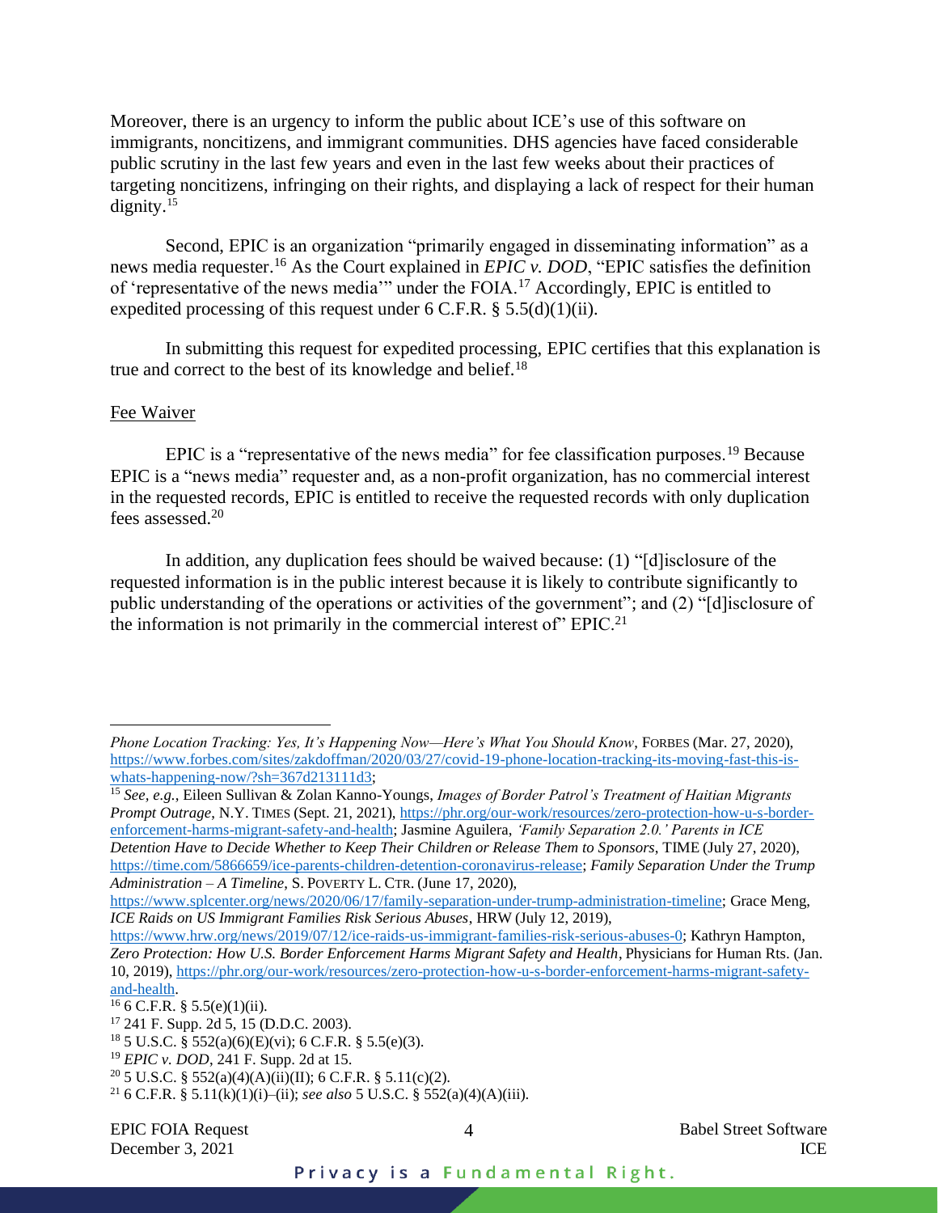Moreover, there is an urgency to inform the public about ICE's use of this software on immigrants, noncitizens, and immigrant communities. DHS agencies have faced considerable public scrutiny in the last few years and even in the last few weeks about their practices of targeting noncitizens, infringing on their rights, and displaying a lack of respect for their human dignity.[15]

Second, EPIC is an organization "primarily engaged in disseminating information" as a news media requester.[16] As the Court explained in *EPIC v. DOD*, "EPIC satisfies the definition of 'representative of the news media'" under the FOIA.[17] Accordingly, EPIC is entitled to expedited processing of this request under 6 C.F.R. § 5.5(d)(1)(ii).

In submitting this request for expedited processing, EPIC certifies that this explanation is true and correct to the best of its knowledge and belief.[18]

## Fee Waiver

EPIC is a "representative of the news media" for fee classification purposes.[19] Because EPIC is a "news media" requester and, as a non-profit organization, has no commercial interest in the requested records, EPIC is entitled to receive the requested records with only duplication fees assessed.[20]

In addition, any duplication fees should be waived because: (1) "[d]isclosure of the requested information is in the public interest because it is likely to contribute significantly to public understanding of the operations or activities of the government"; and (2) "[d]isclosure of the information is not primarily in the commercial interest of" EPIC.[21]

---

*Phone Location Tracking: Yes, It's Happening Now—Here's What You Should Know*, FORBES (Mar. 27, 2020), https://www.forbes.com/sites/zakdoffman/2020/03/27/covid-19-phone-location-tracking-its-moving-fast-this-is-whats-happening-now/?sh=367d213111d3;

[15] *See, e.g.*, Eileen Sullivan & Zolan Kanno-Youngs, *Images of Border Patrol's Treatment of Haitian Migrants Prompt Outrage*, N.Y. TIMES (Sept. 21, 2021), https://phr.org/our-work/resources/zero-protection-how-u-s-border-enforcement-harms-migrant-safety-and-health; Jasmine Aguilera, *'Family Separation 2.0.' Parents in ICE Detention Have to Decide Whether to Keep Their Children or Release Them to Sponsors*, TIME (July 27, 2020), https://time.com/5866659/ice-parents-children-detention-coronavirus-release; *Family Separation Under the Trump Administration – A Timeline*, S. POVERTY L. CTR. (June 17, 2020), https://www.splcenter.org/news/2020/06/17/family-separation-under-trump-administration-timeline; Grace Meng, *ICE Raids on US Immigrant Families Risk Serious Abuses*, HRW (July 12, 2019), https://www.hrw.org/news/2019/07/12/ice-raids-us-immigrant-families-risk-serious-abuses-0; Kathryn Hampton, *Zero Protection: How U.S. Border Enforcement Harms Migrant Safety and Health*, Physicians for Human Rts. (Jan. 10, 2019), https://phr.org/our-work/resources/zero-protection-how-u-s-border-enforcement-harms-migrant-safety-and-health.

[16] 6 C.F.R. § 5.5(e)(1)(ii).

[17] 241 F. Supp. 2d 5, 15 (D.D.C. 2003).

[18] 5 U.S.C. § 552(a)(6)(E)(vi); 6 C.F.R. § 5.5(e)(3).

[19] *EPIC v. DOD*, 241 F. Supp. 2d at 15.

[20] 5 U.S.C. § 552(a)(4)(A)(ii)(II); 6 C.F.R. § 5.11(c)(2).

[21] 6 C.F.R. § 5.11(k)(1)(i)–(ii); *see also* 5 U.S.C. § 552(a)(4)(A)(iii).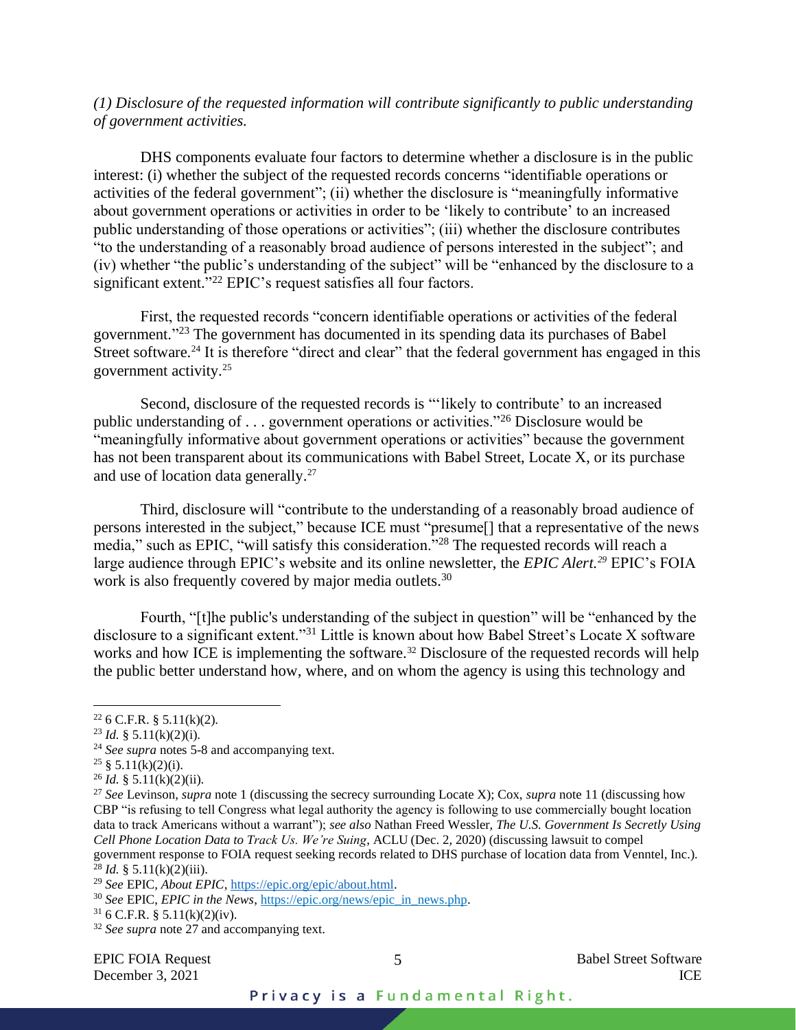*(1) Disclosure of the requested information will contribute significantly to public understanding of government activities.*

DHS components evaluate four factors to determine whether a disclosure is in the public interest: (i) whether the subject of the requested records concerns "identifiable operations or activities of the federal government"; (ii) whether the disclosure is "meaningfully informative about government operations or activities in order to be 'likely to contribute' to an increased public understanding of those operations or activities"; (iii) whether the disclosure contributes "to the understanding of a reasonably broad audience of persons interested in the subject"; and (iv) whether "the public's understanding of the subject" will be "enhanced by the disclosure to a significant extent."[22] EPIC's request satisfies all four factors.

First, the requested records "concern identifiable operations or activities of the federal government."[23] The government has documented in its spending data its purchases of Babel Street software.[24] It is therefore "direct and clear" that the federal government has engaged in this government activity.[25]

Second, disclosure of the requested records is "'likely to contribute' to an increased public understanding of . . . government operations or activities."[26] Disclosure would be "meaningfully informative about government operations or activities" because the government has not been transparent about its communications with Babel Street, Locate X, or its purchase and use of location data generally.[27]

Third, disclosure will "contribute to the understanding of a reasonably broad audience of persons interested in the subject," because ICE must "presume[] that a representative of the news media," such as EPIC, "will satisfy this consideration."[28] The requested records will reach a large audience through EPIC's website and its online newsletter, the *EPIC Alert.*[29] EPIC's FOIA work is also frequently covered by major media outlets.[30]

Fourth, "[t]he public's understanding of the subject in question" will be "enhanced by the disclosure to a significant extent."[31] Little is known about how Babel Street's Locate X software works and how ICE is implementing the software.[32] Disclosure of the requested records will help the public better understand how, where, and on whom the agency is using this technology and

---

[22] 6 C.F.R. § 5.11(k)(2).

[23] *Id.* § 5.11(k)(2)(i).

[24] *See supra* notes 5-8 and accompanying text.

[25] § 5.11(k)(2)(i).

[26] *Id.* § 5.11(k)(2)(ii).

[27] *See* Levinson, *supra* note 1 (discussing the secrecy surrounding Locate X); Cox, *supra* note 11 (discussing how CBP "is refusing to tell Congress what legal authority the agency is following to use commercially bought location data to track Americans without a warrant"); *see also* Nathan Freed Wessler, *The U.S. Government Is Secretly Using Cell Phone Location Data to Track Us. We're Suing*, ACLU (Dec. 2, 2020) (discussing lawsuit to compel government response to FOIA request seeking records related to DHS purchase of location data from Venntel, Inc.).

[28] *Id.* § 5.11(k)(2)(iii).

[29] *See* EPIC, *About EPIC*, https://epic.org/epic/about.html.

[30] *See* EPIC, *EPIC in the News*, https://epic.org/news/epic_in_news.php.

[31] 6 C.F.R. § 5.11(k)(2)(iv).

[32] *See supra* note 27 and accompanying text.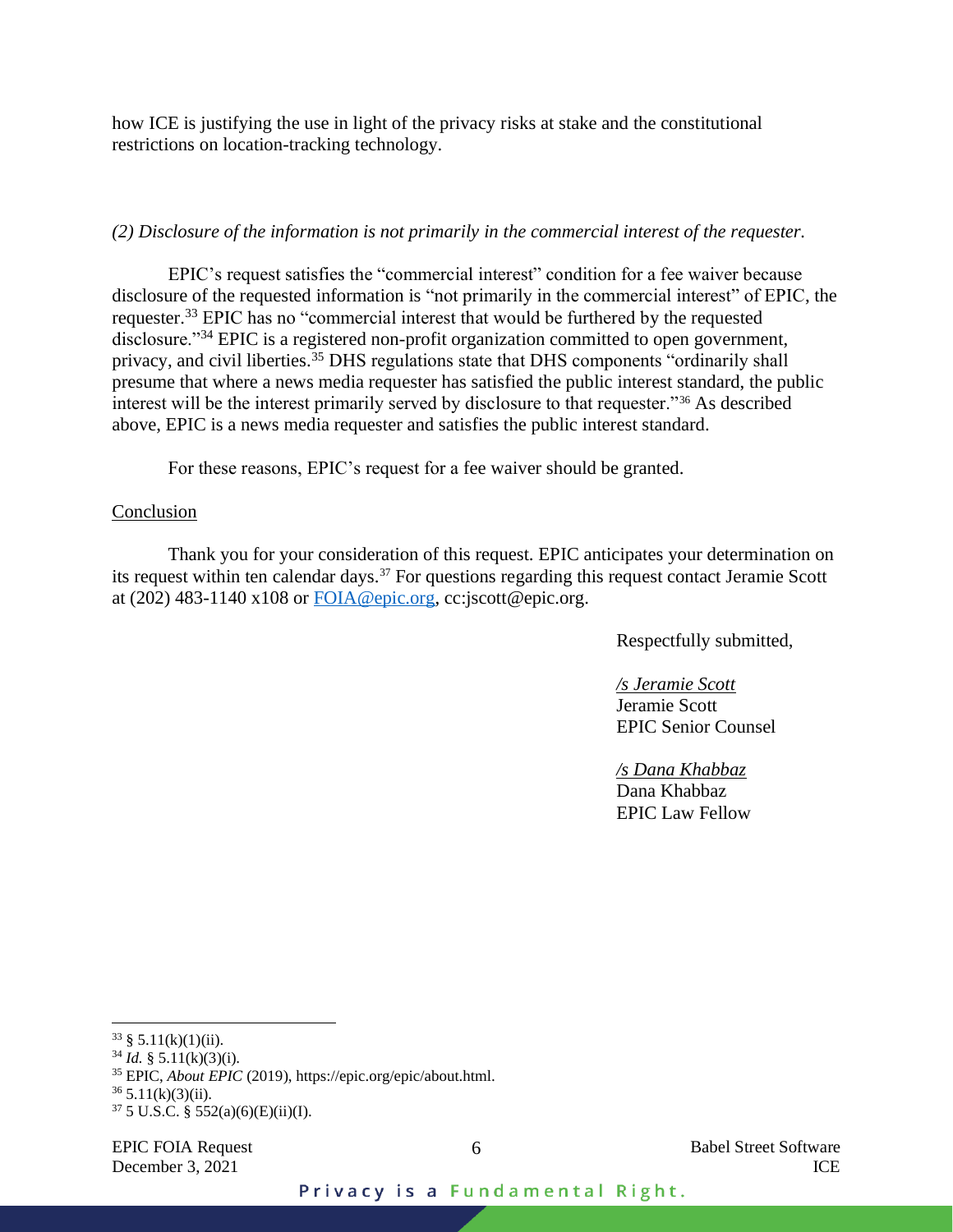how ICE is justifying the use in light of the privacy risks at stake and the constitutional restrictions on location-tracking technology.

*(2) Disclosure of the information is not primarily in the commercial interest of the requester.*

EPIC's request satisfies the "commercial interest" condition for a fee waiver because disclosure of the requested information is "not primarily in the commercial interest" of EPIC, the requester.[33] EPIC has no "commercial interest that would be furthered by the requested disclosure."[34] EPIC is a registered non-profit organization committed to open government, privacy, and civil liberties.[35] DHS regulations state that DHS components "ordinarily shall presume that where a news media requester has satisfied the public interest standard, the public interest will be the interest primarily served by disclosure to that requester."[36] As described above, EPIC is a news media requester and satisfies the public interest standard.

For these reasons, EPIC's request for a fee waiver should be granted.

Conclusion

Thank you for your consideration of this request. EPIC anticipates your determination on its request within ten calendar days.[37] For questions regarding this request contact Jeramie Scott at (202) 483-1140 x108 or FOIA@epic.org, cc:jscott@epic.org.

Respectfully submitted,

*/s Jeramie Scott*
Jeramie Scott
EPIC Senior Counsel

*/s Dana Khabbaz*
Dana Khabbaz
EPIC Law Fellow

---

[33] § 5.11(k)(1)(ii).
[34] *Id.* § 5.11(k)(3)(i).
[35] EPIC, *About EPIC* (2019), https://epic.org/epic/about.html.
[36] 5.11(k)(3)(ii).
[37] 5 U.S.C. § 552(a)(6)(E)(ii)(I).